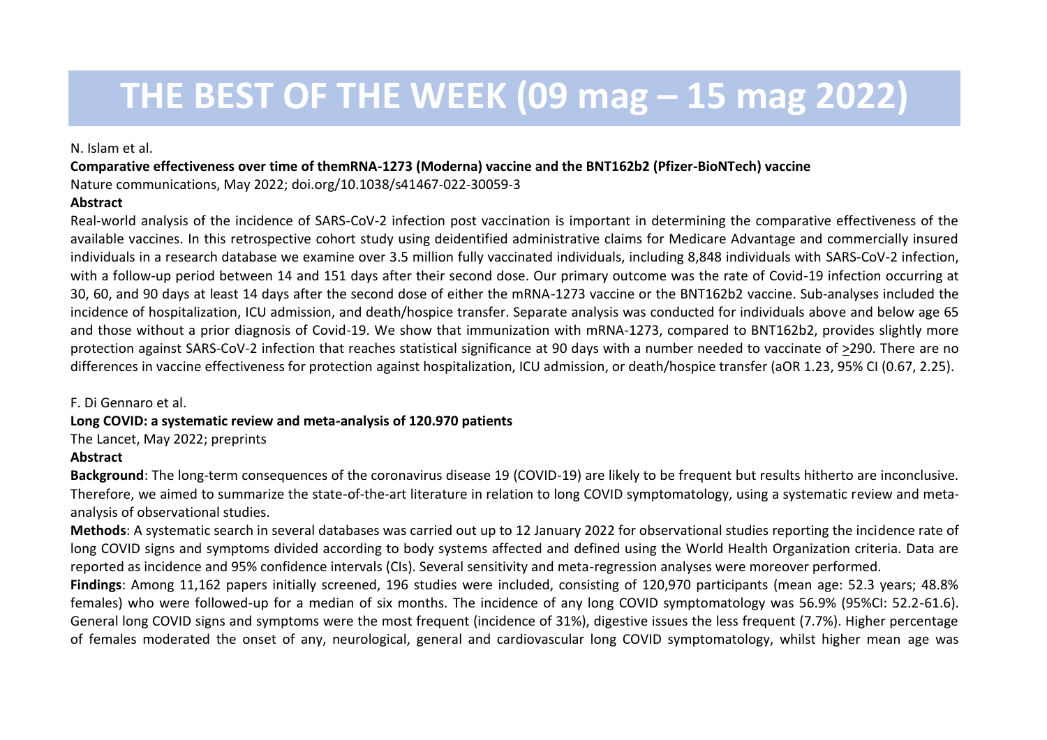# THE BEST OF THE WEEK (09 mag – 15 mag 2022)

N. Islam et al.

**Comparative effectiveness over time of themRNA-1273 (Moderna) vaccine and the BNT162b2 (Pfizer-BioNTech) vaccine**

Nature communications, May 2022; doi.org/10.1038/s41467-022-30059-3

**Abstract**

Real-world analysis of the incidence of SARS-CoV-2 infection post vaccination is important in determining the comparative effectiveness of the available vaccines. In this retrospective cohort study using deidentified administrative claims for Medicare Advantage and commercially insured individuals in a research database we examine over 3.5 million fully vaccinated individuals, including 8,848 individuals with SARS-CoV-2 infection, with a follow-up period between 14 and 151 days after their second dose. Our primary outcome was the rate of Covid-19 infection occurring at 30, 60, and 90 days at least 14 days after the second dose of either the mRNA-1273 vaccine or the BNT162b2 vaccine. Sub-analyses included the incidence of hospitalization, ICU admission, and death/hospice transfer. Separate analysis was conducted for individuals above and below age 65 and those without a prior diagnosis of Covid-19. We show that immunization with mRNA-1273, compared to BNT162b2, provides slightly more protection against SARS-CoV-2 infection that reaches statistical significance at 90 days with a number needed to vaccinate of ≥290. There are no differences in vaccine effectiveness for protection against hospitalization, ICU admission, or death/hospice transfer (aOR 1.23, 95% CI (0.67, 2.25).

F. Di Gennaro et al.

**Long COVID: a systematic review and meta-analysis of 120.970 patients**

The Lancet, May 2022; preprints

**Abstract**

**Background**: The long-term consequences of the coronavirus disease 19 (COVID-19) are likely to be frequent but results hitherto are inconclusive. Therefore, we aimed to summarize the state-of-the-art literature in relation to long COVID symptomatology, using a systematic review and meta-analysis of observational studies.

**Methods**: A systematic search in several databases was carried out up to 12 January 2022 for observational studies reporting the incidence rate of long COVID signs and symptoms divided according to body systems affected and defined using the World Health Organization criteria. Data are reported as incidence and 95% confidence intervals (CIs). Several sensitivity and meta-regression analyses were moreover performed.

**Findings**: Among 11,162 papers initially screened, 196 studies were included, consisting of 120,970 participants (mean age: 52.3 years; 48.8% females) who were followed-up for a median of six months. The incidence of any long COVID symptomatology was 56.9% (95%CI: 52.2-61.6). General long COVID signs and symptoms were the most frequent (incidence of 31%), digestive issues the less frequent (7.7%). Higher percentage of females moderated the onset of any, neurological, general and cardiovascular long COVID symptomatology, whilst higher mean age was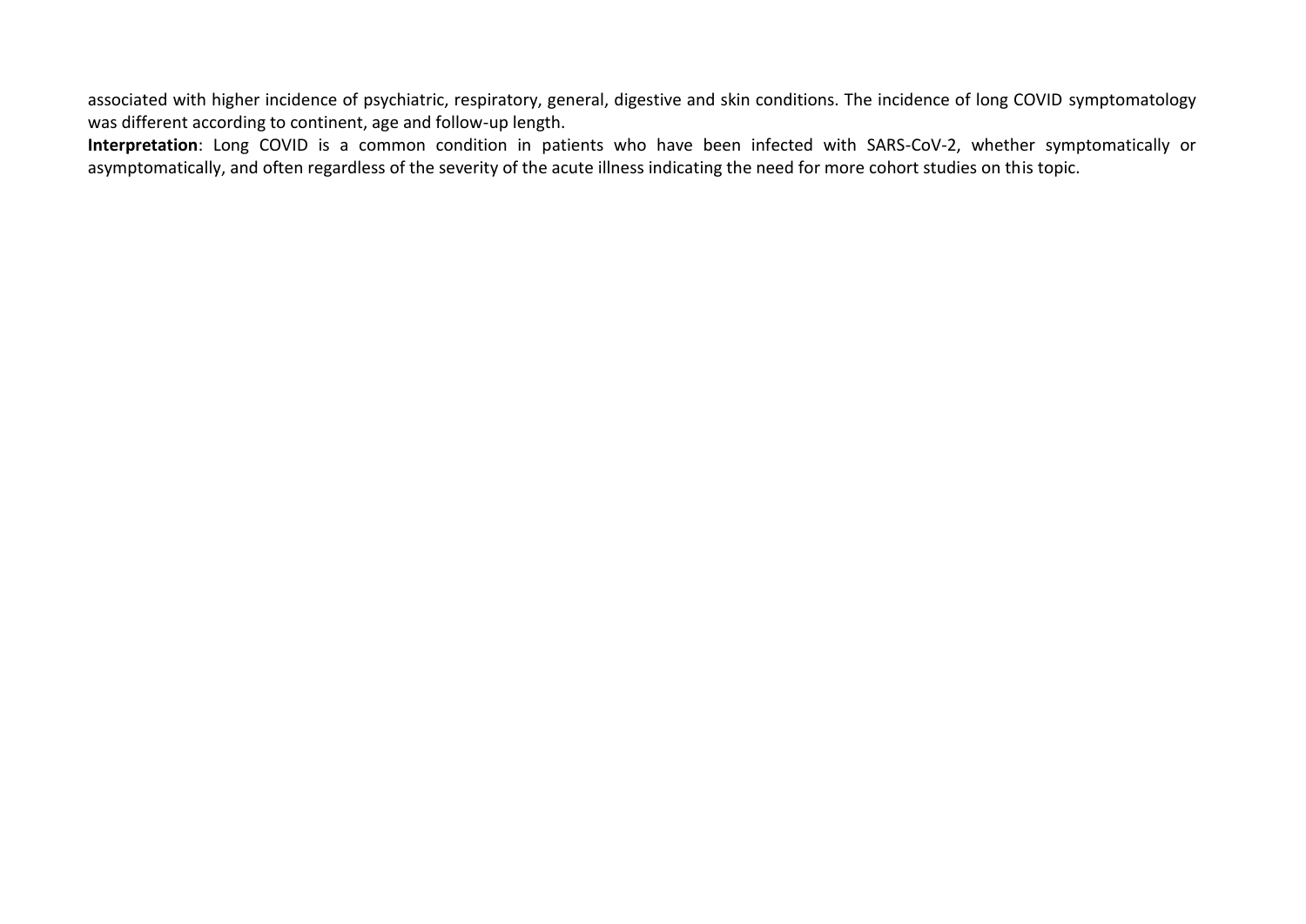associated with higher incidence of psychiatric, respiratory, general, digestive and skin conditions. The incidence of long COVID symptomatology was different according to continent, age and follow-up length.

**Interpretation**: Long COVID is a common condition in patients who have been infected with SARS-CoV-2, whether symptomatically or asymptomatically, and often regardless of the severity of the acute illness indicating the need for more cohort studies on this topic.